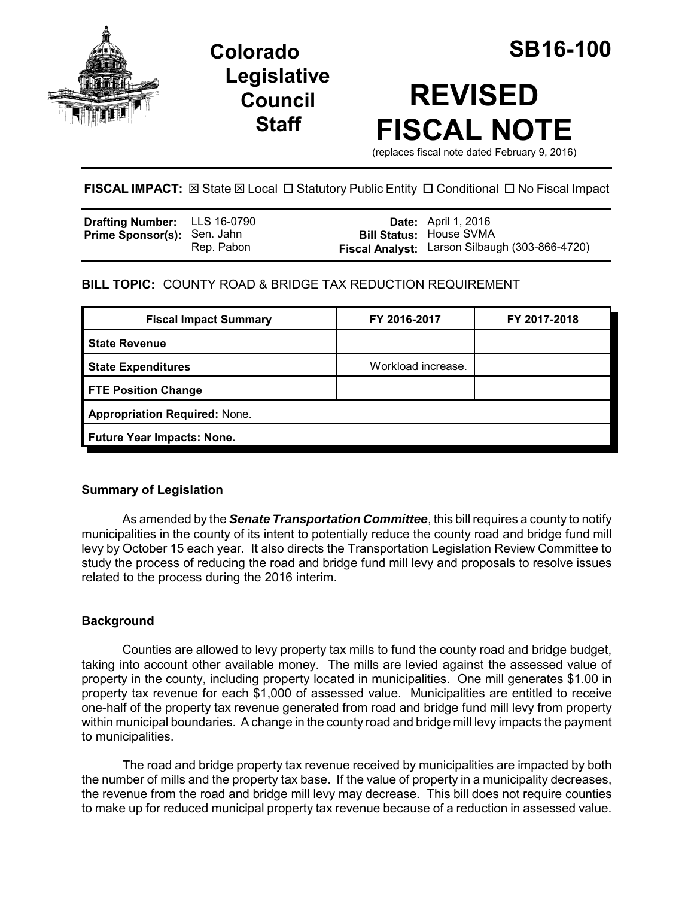# Colorado Legislative Council Staff

# SB16-100

# REVISED FISCAL NOTE

(replaces fiscal note dated February 9, 2016)

**FISCAL IMPACT:** ☒ State ☒ Local ☐ Statutory Public Entity ☐ Conditional ☐ No Fiscal Impact

| | | | |
|---|---|---|---|
| **Drafting Number:** | LLS 16-0790 | **Date:** | April 1, 2016 |
| **Prime Sponsor(s):** | Sen. Jahn<br>Rep. Pabon | **Bill Status:** | House SVMA |
| | | **Fiscal Analyst:** | Larson Silbaugh (303-866-4720) |

**BILL TOPIC:** COUNTY ROAD & BRIDGE TAX REDUCTION REQUIREMENT

| Fiscal Impact Summary | FY 2016-2017 | FY 2017-2018 |
|---|---|---|
| **State Revenue** | | |
| **State Expenditures** | Workload increase. | |
| **FTE Position Change** | | |
| **Appropriation Required:** None. | | |
| **Future Year Impacts: None.** | | |

## Summary of Legislation

As amended by the ***Senate Transportation Committee***, this bill requires a county to notify municipalities in the county of its intent to potentially reduce the county road and bridge fund mill levy by October 15 each year. It also directs the Transportation Legislation Review Committee to study the process of reducing the road and bridge fund mill levy and proposals to resolve issues related to the process during the 2016 interim.

## Background

Counties are allowed to levy property tax mills to fund the county road and bridge budget, taking into account other available money. The mills are levied against the assessed value of property in the county, including property located in municipalities. One mill generates $1.00 in property tax revenue for each $1,000 of assessed value. Municipalities are entitled to receive one-half of the property tax revenue generated from road and bridge fund mill levy from property within municipal boundaries. A change in the county road and bridge mill levy impacts the payment to municipalities.

The road and bridge property tax revenue received by municipalities are impacted by both the number of mills and the property tax base. If the value of property in a municipality decreases, the revenue from the road and bridge mill levy may decrease. This bill does not require counties to make up for reduced municipal property tax revenue because of a reduction in assessed value.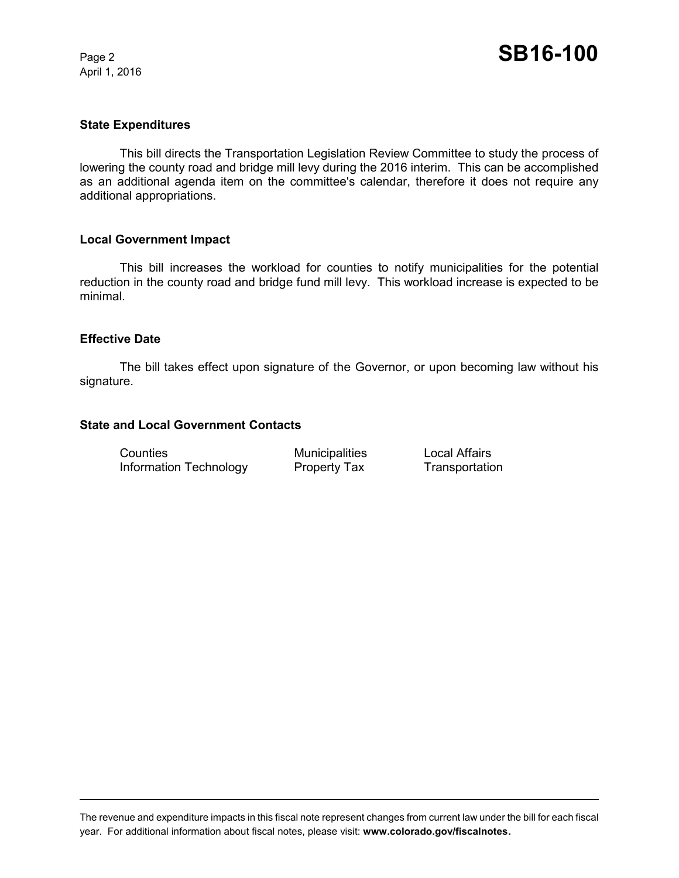### State Expenditures

This bill directs the Transportation Legislation Review Committee to study the process of lowering the county road and bridge mill levy during the 2016 interim. This can be accomplished as an additional agenda item on the committee's calendar, therefore it does not require any additional appropriations.

### Local Government Impact

This bill increases the workload for counties to notify municipalities for the potential reduction in the county road and bridge fund mill levy. This workload increase is expected to be minimal.

### Effective Date

The bill takes effect upon signature of the Governor, or upon becoming law without his signature.

### State and Local Government Contacts

| | | |
|---|---|---|
| Counties | Municipalities | Local Affairs |
| Information Technology | Property Tax | Transportation |

The revenue and expenditure impacts in this fiscal note represent changes from current law under the bill for each fiscal year. For additional information about fiscal notes, please visit: **www.colorado.gov/fiscalnotes.**